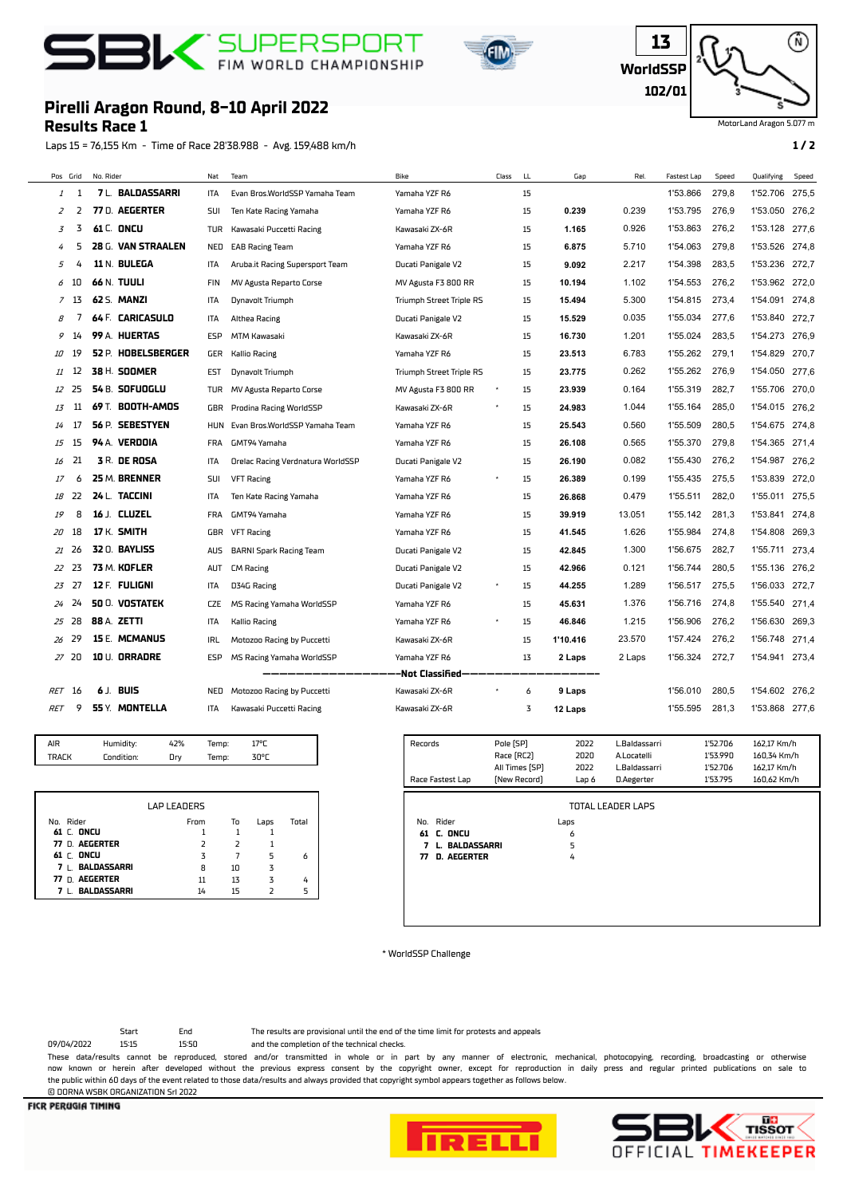# SBK SUPERSPORT FIM WORLD CHAMPIONSHIP

13
WorldSSP
102/01

MotorLand Aragon 5.077 m

## Pirelli Aragon Round, 8-10 April 2022
## Results Race 1

Laps 15 = 76,155 Km - Time of Race 28'38.988 - Avg. 159,488 km/h

| Pos | Grid | No. Rider | Nat | Team | Bike | Class | LL | Gap | Rel. | Fastest Lap | Speed | Qualifying | Speed |
|---|---|---|---|---|---|---|---|---|---|---|---|---|---|
| 1 | 1 | 7 L. BALDASSARRI | ITA | Evan Bros.WorldSSP Yamaha Team | Yamaha YZF R6 | | 15 | | | 1'53.866 | 279,8 | 1'52.706 | 275,5 |
| 2 | 2 | 77 D. AEGERTER | SUI | Ten Kate Racing Yamaha | Yamaha YZF R6 | | 15 | 0.239 | 0.239 | 1'53.795 | 276,9 | 1'53.050 | 276,2 |
| 3 | 3 | 61 C. ONCU | TUR | Kawasaki Puccetti Racing | Kawasaki ZX-6R | | 15 | 1.165 | 0.926 | 1'53.863 | 276,2 | 1'53.128 | 277,6 |
| 4 | 5 | 28 G. VAN STRAALEN | NED | EAB Racing Team | Yamaha YZF R6 | | 15 | 6.875 | 5.710 | 1'54.063 | 279,8 | 1'53.526 | 274,8 |
| 5 | 4 | 11 N. BULEGA | ITA | Aruba.it Racing Supersport Team | Ducati Panigale V2 | | 15 | 9.092 | 2.217 | 1'54.398 | 283,5 | 1'53.236 | 272,7 |
| 6 | 10 | 66 N. TUULI | FIN | MV Agusta Reparto Corse | MV Agusta F3 800 RR | | 15 | 10.194 | 1.102 | 1'54.553 | 276,2 | 1'53.962 | 272,0 |
| 7 | 13 | 62 S. MANZI | ITA | Dynavolt Triumph | Triumph Street Triple RS | | 15 | 15.494 | 5.300 | 1'54.815 | 273,4 | 1'54.091 | 274,8 |
| 8 | 7 | 64 F. CARICASULO | ITA | Althea Racing | Ducati Panigale V2 | | 15 | 15.529 | 0.035 | 1'55.034 | 277,6 | 1'53.840 | 272,7 |
| 9 | 14 | 99 A. HUERTAS | ESP | MTM Kawasaki | Kawasaki ZX-6R | | 15 | 16.730 | 1.201 | 1'55.024 | 283,5 | 1'54.273 | 276,9 |
| 10 | 19 | 52 P. HOBELSBERGER | GER | Kallio Racing | Yamaha YZF R6 | | 15 | 23.513 | 6.783 | 1'55.262 | 279,1 | 1'54.829 | 270,7 |
| 11 | 12 | 38 H. SOOMER | EST | Dynavolt Triumph | Triumph Street Triple RS | | 15 | 23.775 | 0.262 | 1'55.262 | 276,9 | 1'54.050 | 277,6 |
| 12 | 25 | 54 B. SOFUOGLU | TUR | MV Agusta Reparto Corse | MV Agusta F3 800 RR | * | 15 | 23.939 | 0.164 | 1'55.319 | 282,7 | 1'55.706 | 270,0 |
| 13 | 11 | 69 T. BOOTH-AMOS | GBR | Prodina Racing WorldSSP | Kawasaki ZX-6R | * | 15 | 24.983 | 1.044 | 1'55.164 | 285,0 | 1'54.015 | 276,2 |
| 14 | 17 | 56 P. SEBESTYEN | HUN | Evan Bros.WorldSSP Yamaha Team | Yamaha YZF R6 | | 15 | 25.543 | 0.560 | 1'55.509 | 280,5 | 1'54.675 | 274,8 |
| 15 | 15 | 94 A. VERDOIA | FRA | GMT94 Yamaha | Yamaha YZF R6 | | 15 | 26.108 | 0.565 | 1'55.370 | 279,8 | 1'54.365 | 271,4 |
| 16 | 21 | 3 R. DE ROSA | ITA | Orelac Racing Verdnatura WorldSSP | Ducati Panigale V2 | | 15 | 26.190 | 0.082 | 1'55.430 | 276,2 | 1'54.987 | 276,2 |
| 17 | 6 | 25 M. BRENNER | SUI | VFT Racing | Yamaha YZF R6 | * | 15 | 26.389 | 0.199 | 1'55.435 | 275,5 | 1'53.839 | 272,0 |
| 18 | 22 | 24 L. TACCINI | ITA | Ten Kate Racing Yamaha | Yamaha YZF R6 | | 15 | 26.868 | 0.479 | 1'55.511 | 282,0 | 1'55.011 | 275,5 |
| 19 | 8 | 16 J. CLUZEL | FRA | GMT94 Yamaha | Yamaha YZF R6 | | 15 | 39.919 | 13.051 | 1'55.142 | 281,3 | 1'53.841 | 274,8 |
| 20 | 18 | 17 K. SMITH | GBR | VFT Racing | Yamaha YZF R6 | | 15 | 41.545 | 1.626 | 1'55.984 | 274,8 | 1'54.808 | 269,3 |
| 21 | 26 | 32 O. BAYLISS | AUS | BARNI Spark Racing Team | Ducati Panigale V2 | | 15 | 42.845 | 1.300 | 1'56.675 | 282,7 | 1'55.711 | 273,4 |
| 22 | 23 | 73 M. KOFLER | AUT | CM Racing | Ducati Panigale V2 | | 15 | 42.966 | 0.121 | 1'56.744 | 280,5 | 1'55.136 | 276,2 |
| 23 | 27 | 12 F. FULIGNI | ITA | D34G Racing | Ducati Panigale V2 | * | 15 | 44.255 | 1.289 | 1'56.517 | 275,5 | 1'56.033 | 272,7 |
| 24 | 24 | 50 O. VOSTATEK | CZE | MS Racing Yamaha WorldSSP | Yamaha YZF R6 | | 15 | 45.631 | 1.376 | 1'56.716 | 274,8 | 1'55.540 | 271,4 |
| 25 | 28 | 88 A. ZETTI | ITA | Kallio Racing | Yamaha YZF R6 | * | 15 | 46.846 | 1.215 | 1'56.906 | 276,2 | 1'56.630 | 269,3 |
| 26 | 29 | 15 E. MCMANUS | IRL | Motozoo Racing by Puccetti | Kawasaki ZX-6R | | 15 | 1'10.416 | 23.570 | 1'57.424 | 276,2 | 1'56.748 | 271,4 |
| 27 | 20 | 10 U. ORRADRE | ESP | MS Racing Yamaha WorldSSP | Yamaha YZF R6 | | 13 | 2 Laps | 2 Laps | 1'56.324 | 272,7 | 1'54.941 | 273,4 |
| | | **Not Classified** | | | | | | | | | | | |
| RET | 16 | 6 J. BUIS | NED | Motozoo Racing by Puccetti | Kawasaki ZX-6R | * | 6 | 9 Laps | | 1'56.010 | 280,5 | 1'54.602 | 276,2 |
| RET | 9 | 55 Y. MONTELLA | ITA | Kawasaki Puccetti Racing | Kawasaki ZX-6R | | 3 | 12 Laps | | 1'55.595 | 281,3 | 1'53.868 | 277,6 |

| | | | | | |
|---|---|---|---|---|---|
| AIR | Humidity: | 42% | Temp: | 17°C |
| TRACK | Condition: | Dry | Temp: | 30°C |

| Records | | | | | |
|---|---|---|---|---|---|
| | Pole [SP] | 2022 | L.Baldassarri | 1'52.706 | 162,17 Km/h |
| | Race [RC2] | 2020 | A.Locatelli | 1'53.990 | 160,34 Km/h |
| | All Times [SP] | 2022 | L.Baldassarri | 1'52.706 | 162,17 Km/h |
| Race Fastest Lap | [New Record] | Lap 6 | D.Aegerter | 1'53.795 | 160,62 Km/h |

**LAP LEADERS**

| No. | Rider | From | To | Laps | Total |
|---|---|---|---|---|---|
| 61 | C. ONCU | 1 | 1 | 1 | |
| 77 | D. AEGERTER | 2 | 2 | 1 | |
| 61 | C. ONCU | 3 | 7 | 5 | 6 |
| 7 | L. BALDASSARRI | 8 | 10 | 3 | |
| 77 | D. AEGERTER | 11 | 13 | 3 | 4 |
| 7 | L. BALDASSARRI | 14 | 15 | 2 | 5 |

**TOTAL LEADER LAPS**

| No. | Rider | Laps |
|---|---|---|
| 61 | C. ONCU | 6 |
| 7 | L. BALDASSARRI | 5 |
| 77 | D. AEGERTER | 4 |

\* WorldSSP Challenge

| | Start | End |
|---|---|---|
| 09/04/2022 | 15:15 | 15:50 |

The results are provisional until the end of the time limit for protests and appeals and the completion of the technical checks.

These data/results cannot be reproduced, stored and/or transmitted in whole or in part by any manner of electronic, mechanical, photocopying, recording, broadcasting or otherwise now known or herein after developed without the previous express consent by the copyright owner, except for reproduction in daily press and regular printed publications on sale to the public within 60 days of the event related to those data/results and always provided that copyright symbol appears together as follows below.

© DORNA WSBK ORGANIZATION Srl 2022

FICR PERUGIA TIMING

SBK TISSOT OFFICIAL TIMEKEEPER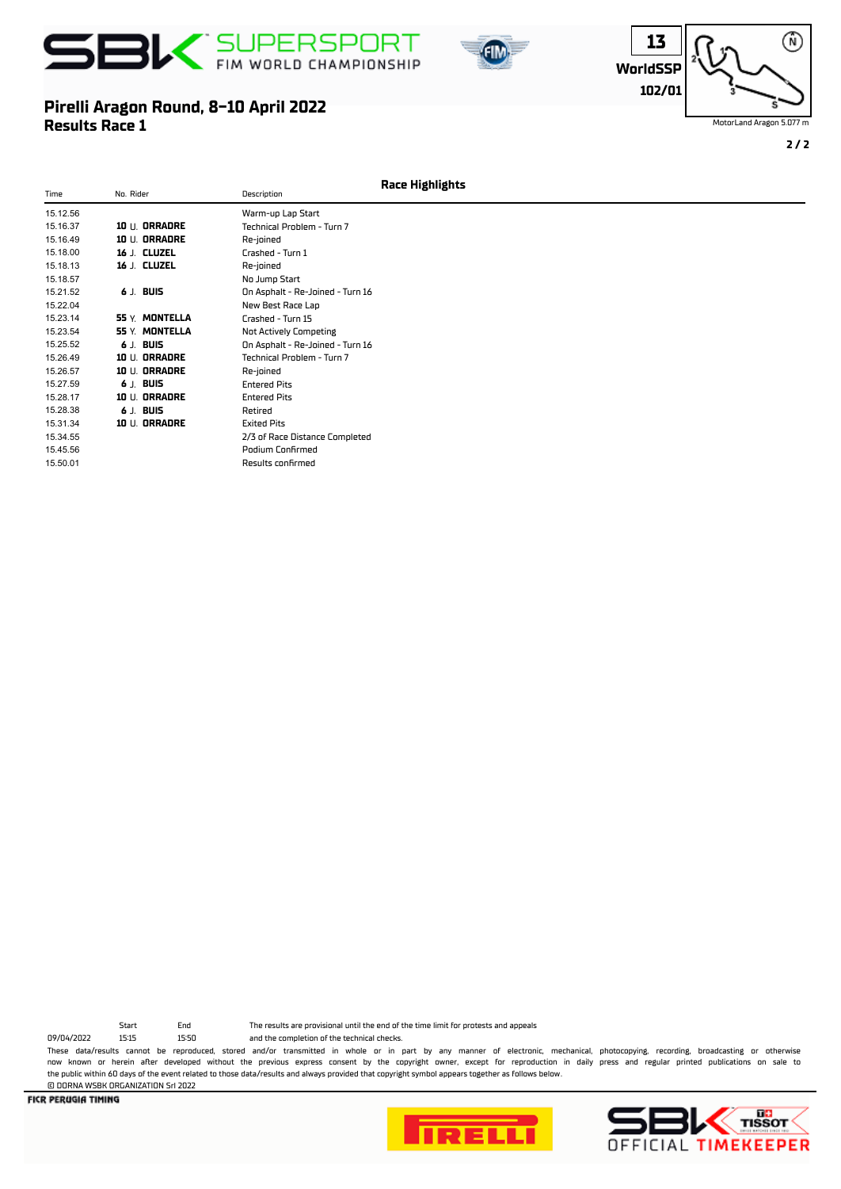# SBK SUPERSPORT FIM WORLD CHAMPIONSHIP

13
WorldSSP
102/01

MotorLand Aragon 5.077 m

## Pirelli Aragon Round, 8-10 April 2022
## Results Race 1

### Race Highlights

| Time | No. Rider | Description |
|---|---|---|
| 15.12.56 | | Warm-up Lap Start |
| 15.16.37 | 10 U. **ORRADRE** | Technical Problem - Turn 7 |
| 15.16.49 | 10 U. **ORRADRE** | Re-joined |
| 15.18.00 | 16 J. **CLUZEL** | Crashed - Turn 1 |
| 15.18.13 | 16 J. **CLUZEL** | Re-joined |
| 15.18.57 | | No Jump Start |
| 15.21.52 | 6 J. **BUIS** | On Asphalt - Re-Joined - Turn 16 |
| 15.22.04 | | New Best Race Lap |
| 15.23.14 | 55 Y. **MONTELLA** | Crashed - Turn 15 |
| 15.23.54 | 55 Y. **MONTELLA** | Not Actively Competing |
| 15.25.52 | 6 J. **BUIS** | On Asphalt - Re-Joined - Turn 16 |
| 15.26.49 | 10 U. **ORRADRE** | Technical Problem - Turn 7 |
| 15.26.57 | 10 U. **ORRADRE** | Re-joined |
| 15.27.59 | 6 J. **BUIS** | Entered Pits |
| 15.28.17 | 10 U. **ORRADRE** | Entered Pits |
| 15.28.38 | 6 J. **BUIS** | Retired |
| 15.31.34 | 10 U. **ORRADRE** | Exited Pits |
| 15.34.55 | | 2/3 of Race Distance Completed |
| 15.45.56 | | Podium Confirmed |
| 15.50.01 | | Results confirmed |

| | Start | End |
|---|---|---|
| 09/04/2022 | 15:15 | 15:50 |

The results are provisional until the end of the time limit for protests and appeals and the completion of the technical checks.

These data/results cannot be reproduced, stored and/or transmitted in whole or in part by any manner of electronic, mechanical, photocopying, recording, broadcasting or otherwise now known or herein after developed without the previous express consent by the copyright owner, except for reproduction in daily press and regular printed publications on sale to the public within 60 days of the event related to those data/results and always provided that copyright symbol appears together as follows below.
© DORNA WSBK ORGANIZATION Srl 2022

FICR PERUGIA TIMING

SBK TISSOT OFFICIAL TIMEKEEPER